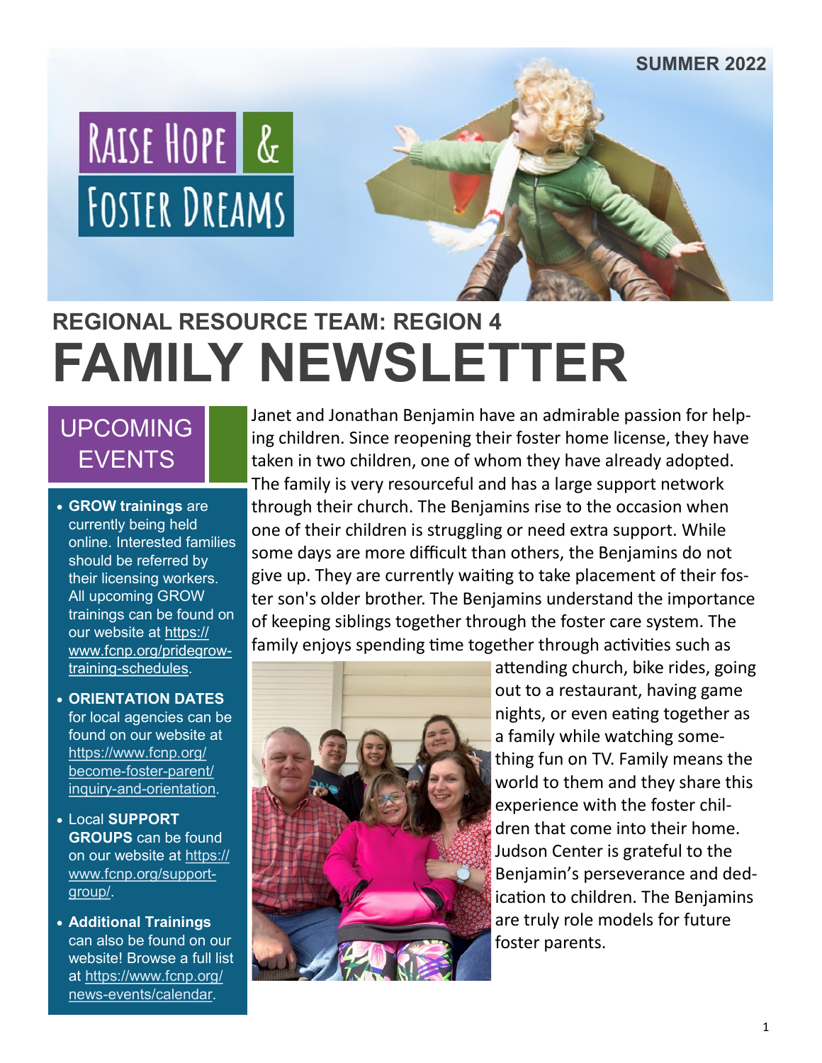SUMMER 2022

# Raise Hope & Foster Dreams

## REGIONAL RESOURCE TEAM: REGION 4

# FAMILY NEWSLETTER

## UPCOMING EVENTS

- **GROW trainings** are currently being held online. Interested families should be referred by their licensing workers. All upcoming GROW trainings can be found on our website at https://www.fcnp.org/pridegrow-training-schedules.
- **ORIENTATION DATES** for local agencies can be found on our website at https://www.fcnp.org/become-foster-parent/inquiry-and-orientation.
- Local **SUPPORT GROUPS** can be found on our website at https://www.fcnp.org/support-group/.
- **Additional Trainings** can also be found on our website! Browse a full list at https://www.fcnp.org/news-events/calendar.

Janet and Jonathan Benjamin have an admirable passion for helping children. Since reopening their foster home license, they have taken in two children, one of whom they have already adopted. The family is very resourceful and has a large support network through their church. The Benjamins rise to the occasion when one of their children is struggling or need extra support. While some days are more difficult than others, the Benjamins do not give up. They are currently waiting to take placement of their foster son's older brother. The Benjamins understand the importance of keeping siblings together through the foster care system. The family enjoys spending time together through activities such as attending church, bike rides, going out to a restaurant, having game nights, or even eating together as a family while watching something fun on TV. Family means the world to them and they share this experience with the foster children that come into their home. Judson Center is grateful to the Benjamin's perseverance and dedication to children. The Benjamins are truly role models for future foster parents.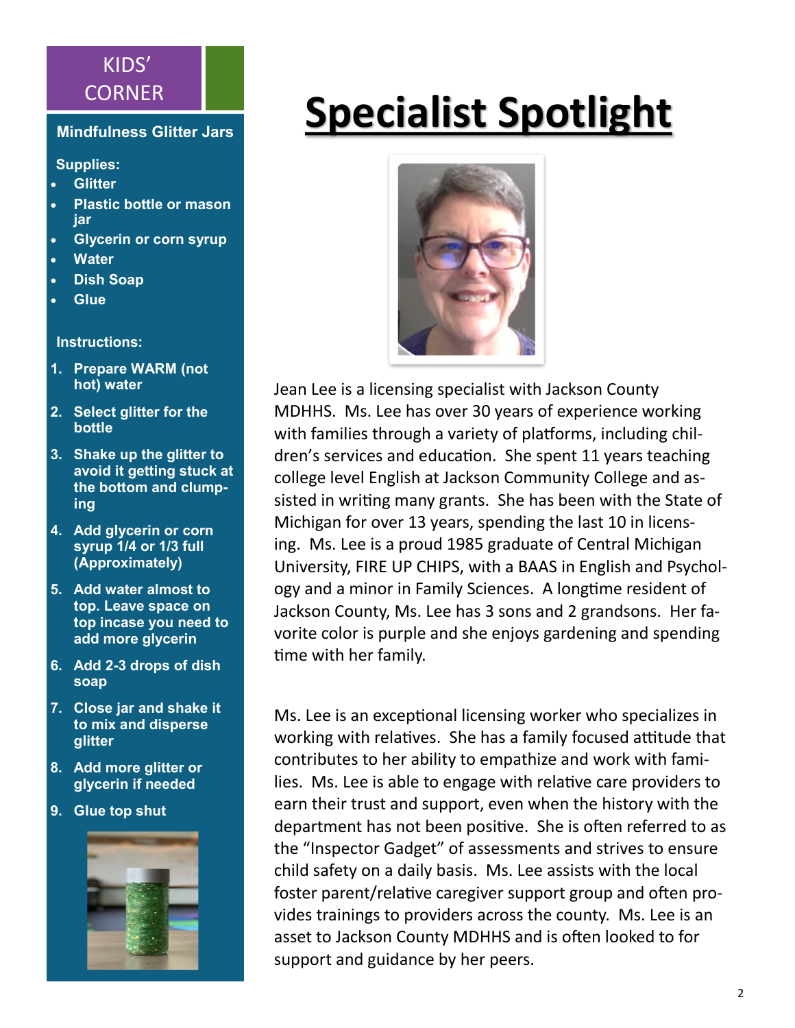## KIDS' CORNER

### Mindfulness Glitter Jars

**Supplies:**

- **Glitter**
- **Plastic bottle or mason jar**
- **Glycerin or corn syrup**
- **Water**
- **Dish Soap**
- **Glue**

**Instructions:**

1. **Prepare WARM (not hot) water**
2. **Select glitter for the bottle**
3. **Shake up the glitter to avoid it getting stuck at the bottom and clumping**
4. **Add glycerin or corn syrup 1/4 or 1/3 full (Approximately)**
5. **Add water almost to top. Leave space on top incase you need to add more glycerin**
6. **Add 2-3 drops of dish soap**
7. **Close jar and shake it to mix and disperse glitter**
8. **Add more glitter or glycerin if needed**
9. **Glue top shut**

# Specialist Spotlight

Jean Lee is a licensing specialist with Jackson County MDHHS. Ms. Lee has over 30 years of experience working with families through a variety of platforms, including children's services and education. She spent 11 years teaching college level English at Jackson Community College and assisted in writing many grants. She has been with the State of Michigan for over 13 years, spending the last 10 in licensing. Ms. Lee is a proud 1985 graduate of Central Michigan University, FIRE UP CHIPS, with a BAAS in English and Psychology and a minor in Family Sciences. A longtime resident of Jackson County, Ms. Lee has 3 sons and 2 grandsons. Her favorite color is purple and she enjoys gardening and spending time with her family.

Ms. Lee is an exceptional licensing worker who specializes in working with relatives. She has a family focused attitude that contributes to her ability to empathize and work with families. Ms. Lee is able to engage with relative care providers to earn their trust and support, even when the history with the department has not been positive. She is often referred to as the "Inspector Gadget" of assessments and strives to ensure child safety on a daily basis. Ms. Lee assists with the local foster parent/relative caregiver support group and often provides trainings to providers across the county. Ms. Lee is an asset to Jackson County MDHHS and is often looked to for support and guidance by her peers.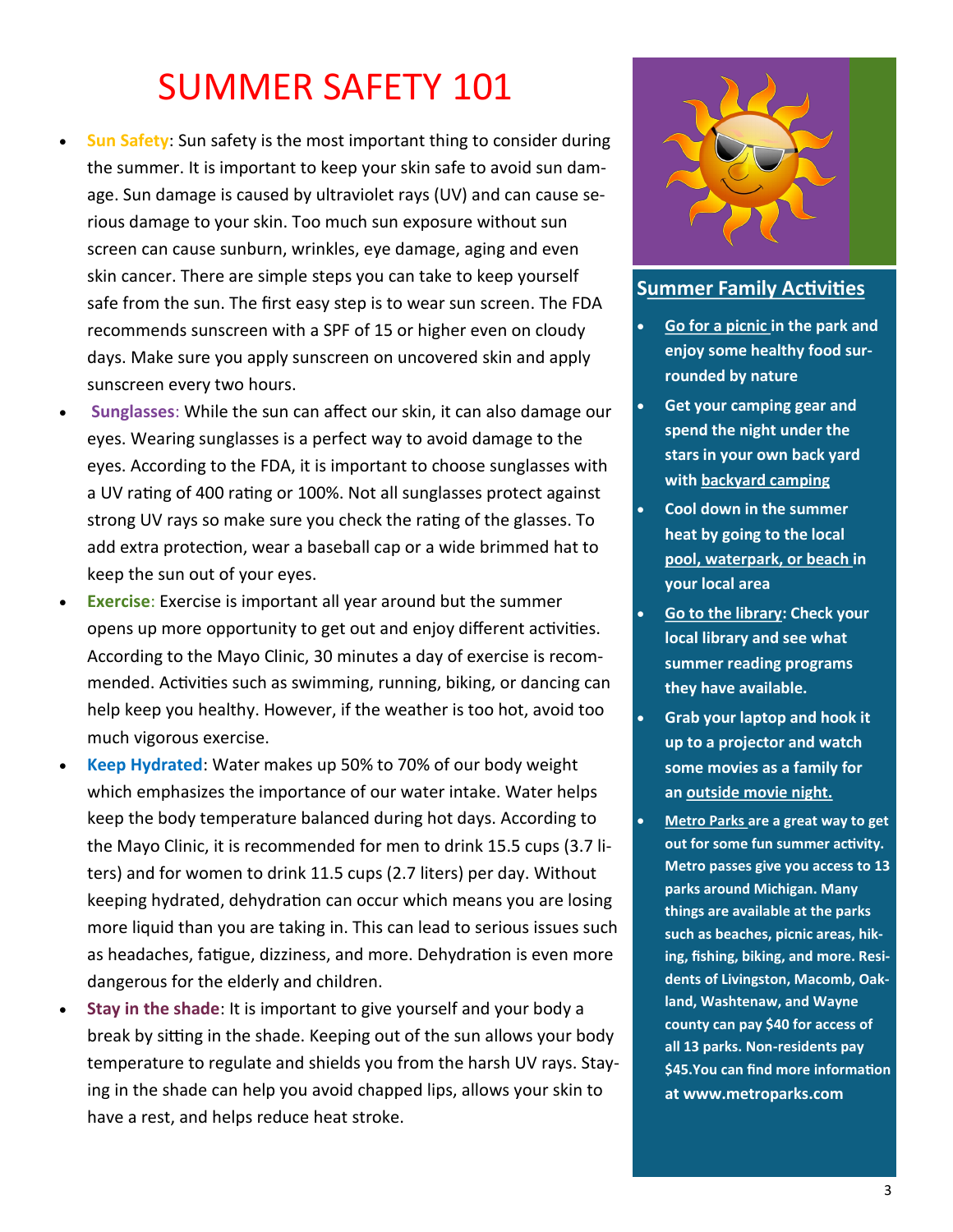# SUMMER SAFETY 101

- **Sun Safety**: Sun safety is the most important thing to consider during the summer. It is important to keep your skin safe to avoid sun damage. Sun damage is caused by ultraviolet rays (UV) and can cause serious damage to your skin. Too much sun exposure without sun screen can cause sunburn, wrinkles, eye damage, aging and even skin cancer. There are simple steps you can take to keep yourself safe from the sun. The first easy step is to wear sun screen. The FDA recommends sunscreen with a SPF of 15 or higher even on cloudy days. Make sure you apply sunscreen on uncovered skin and apply sunscreen every two hours.
- **Sunglasses**: While the sun can affect our skin, it can also damage our eyes. Wearing sunglasses is a perfect way to avoid damage to the eyes. According to the FDA, it is important to choose sunglasses with a UV rating of 400 rating or 100%. Not all sunglasses protect against strong UV rays so make sure you check the rating of the glasses. To add extra protection, wear a baseball cap or a wide brimmed hat to keep the sun out of your eyes.
- **Exercise**: Exercise is important all year around but the summer opens up more opportunity to get out and enjoy different activities. According to the Mayo Clinic, 30 minutes a day of exercise is recommended. Activities such as swimming, running, biking, or dancing can help keep you healthy. However, if the weather is too hot, avoid too much vigorous exercise.
- **Keep Hydrated**: Water makes up 50% to 70% of our body weight which emphasizes the importance of our water intake. Water helps keep the body temperature balanced during hot days. According to the Mayo Clinic, it is recommended for men to drink 15.5 cups (3.7 liters) and for women to drink 11.5 cups (2.7 liters) per day. Without keeping hydrated, dehydration can occur which means you are losing more liquid than you are taking in. This can lead to serious issues such as headaches, fatigue, dizziness, and more. Dehydration is even more dangerous for the elderly and children.
- **Stay in the shade**: It is important to give yourself and your body a break by sitting in the shade. Keeping out of the sun allows your body temperature to regulate and shields you from the harsh UV rays. Staying in the shade can help you avoid chapped lips, allows your skin to have a rest, and helps reduce heat stroke.

## Summer Family Activities

- **Go for a picnic in the park and enjoy some healthy food surrounded by nature**
- **Get your camping gear and spend the night under the stars in your own back yard with backyard camping**
- **Cool down in the summer heat by going to the local pool, waterpark, or beach in your local area**
- **Go to the library: Check your local library and see what summer reading programs they have available.**
- **Grab your laptop and hook it up to a projector and watch some movies as a family for an outside movie night.**
- **Metro Parks are a great way to get out for some fun summer activity. Metro passes give you access to 13 parks around Michigan. Many things are available at the parks such as beaches, picnic areas, hiking, fishing, biking, and more. Residents of Livingston, Macomb, Oakland, Washtenaw, and Wayne county can pay $40 for access of all 13 parks. Non-residents pay $45.You can find more information at www.metroparks.com**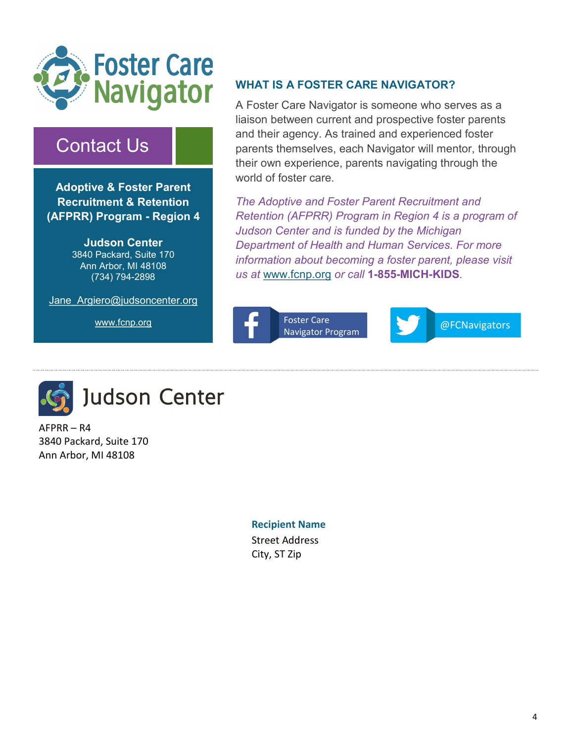Foster Care Navigator

## Contact Us

**Adoptive & Foster Parent Recruitment & Retention (AFPRR) Program - Region 4**

**Judson Center**
3840 Packard, Suite 170
Ann Arbor, MI 48108
(734) 794-2898

Jane_Argiero@judsoncenter.org

www.fcnp.org

### WHAT IS A FOSTER CARE NAVIGATOR?

A Foster Care Navigator is someone who serves as a liaison between current and prospective foster parents and their agency. As trained and experienced foster parents themselves, each Navigator will mentor, through their own experience, parents navigating through the world of foster care.

*The Adoptive and Foster Parent Recruitment and Retention (AFPRR) Program in Region 4 is a program of Judson Center and is funded by the Michigan Department of Health and Human Services. For more information about becoming a foster parent, please visit us at* www.fcnp.org *or call* **1-855-MICH-KIDS**.

Foster Care Navigator Program

@FCNavigators

---

Judson Center

AFPRR – R4
3840 Packard, Suite 170
Ann Arbor, MI 48108

**Recipient Name**
Street Address
City, ST Zip